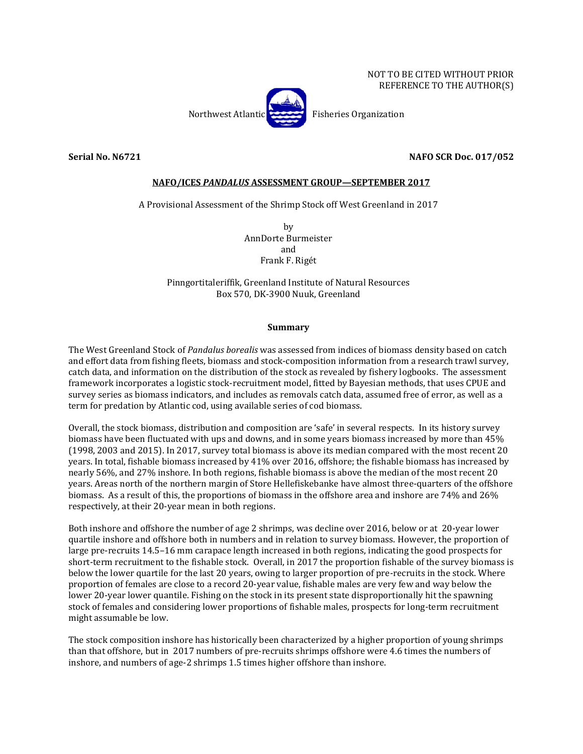NOT TO BE CITED WITHOUT PRIOR REFERENCE TO THE AUTHOR(S)

Northwest Atlantic Fisheries Organization

**Serial No. N6721** **NAFO SCR Doc. 017/052**

**NAFO/ICES *PANDALUS* ASSESSMENT GROUP—SEPTEMBER 2017**

A Provisional Assessment of the Shrimp Stock off West Greenland in 2017

by
AnnDorte Burmeister
and
Frank F. Rigét

Pinngortitaleriffik, Greenland Institute of Natural Resources
Box 570, DK-3900 Nuuk, Greenland

## Summary

The West Greenland Stock of *Pandalus borealis* was assessed from indices of biomass density based on catch and effort data from fishing fleets, biomass and stock-composition information from a research trawl survey, catch data, and information on the distribution of the stock as revealed by fishery logbooks. The assessment framework incorporates a logistic stock-recruitment model, fitted by Bayesian methods, that uses CPUE and survey series as biomass indicators, and includes as removals catch data, assumed free of error, as well as a term for predation by Atlantic cod, using available series of cod biomass.

Overall, the stock biomass, distribution and composition are 'safe' in several respects. In its history survey biomass have been fluctuated with ups and downs, and in some years biomass increased by more than 45% (1998, 2003 and 2015). In 2017, survey total biomass is above its median compared with the most recent 20 years. In total, fishable biomass increased by 41% over 2016, offshore; the fishable biomass has increased by nearly 56%, and 27% inshore. In both regions, fishable biomass is above the median of the most recent 20 years. Areas north of the northern margin of Store Hellefiskebanke have almost three-quarters of the offshore biomass. As a result of this, the proportions of biomass in the offshore area and inshore are 74% and 26% respectively, at their 20-year mean in both regions.

Both inshore and offshore the number of age 2 shrimps, was decline over 2016, below or at 20-year lower quartile inshore and offshore both in numbers and in relation to survey biomass. However, the proportion of large pre-recruits 14.5–16 mm carapace length increased in both regions, indicating the good prospects for short-term recruitment to the fishable stock. Overall, in 2017 the proportion fishable of the survey biomass is below the lower quartile for the last 20 years, owing to larger proportion of pre-recruits in the stock. Where proportion of females are close to a record 20-year value, fishable males are very few and way below the lower 20-year lower quantile. Fishing on the stock in its present state disproportionally hit the spawning stock of females and considering lower proportions of fishable males, prospects for long-term recruitment might assumable be low.

The stock composition inshore has historically been characterized by a higher proportion of young shrimps than that offshore, but in 2017 numbers of pre-recruits shrimps offshore were 4.6 times the numbers of inshore, and numbers of age-2 shrimps 1.5 times higher offshore than inshore.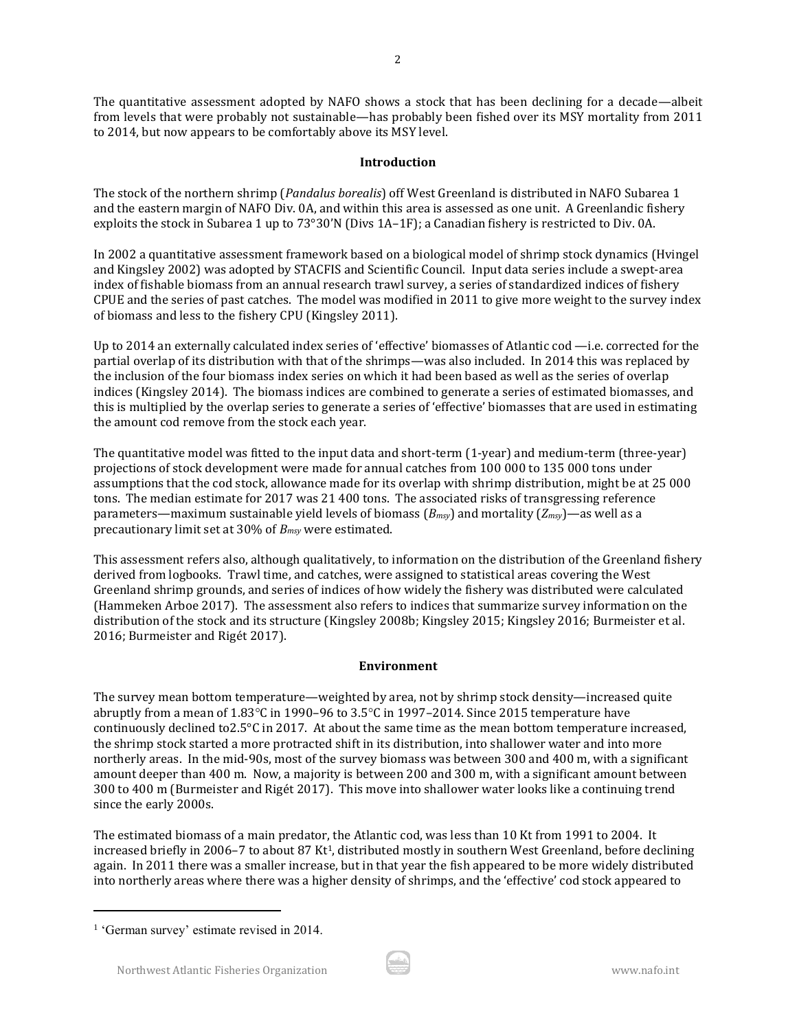The quantitative assessment adopted by NAFO shows a stock that has been declining for a decade—albeit from levels that were probably not sustainable—has probably been fished over its MSY mortality from 2011 to 2014, but now appears to be comfortably above its MSY level.

## Introduction

The stock of the northern shrimp (*Pandalus borealis*) off West Greenland is distributed in NAFO Subarea 1 and the eastern margin of NAFO Div. 0A, and within this area is assessed as one unit. A Greenlandic fishery exploits the stock in Subarea 1 up to 73°30'N (Divs 1A–1F); a Canadian fishery is restricted to Div. 0A.

In 2002 a quantitative assessment framework based on a biological model of shrimp stock dynamics (Hvingel and Kingsley 2002) was adopted by STACFIS and Scientific Council. Input data series include a swept-area index of fishable biomass from an annual research trawl survey, a series of standardized indices of fishery CPUE and the series of past catches. The model was modified in 2011 to give more weight to the survey index of biomass and less to the fishery CPU (Kingsley 2011).

Up to 2014 an externally calculated index series of 'effective' biomasses of Atlantic cod —i.e. corrected for the partial overlap of its distribution with that of the shrimps—was also included. In 2014 this was replaced by the inclusion of the four biomass index series on which it had been based as well as the series of overlap indices (Kingsley 2014). The biomass indices are combined to generate a series of estimated biomasses, and this is multiplied by the overlap series to generate a series of 'effective' biomasses that are used in estimating the amount cod remove from the stock each year.

The quantitative model was fitted to the input data and short-term (1-year) and medium-term (three-year) projections of stock development were made for annual catches from 100 000 to 135 000 tons under assumptions that the cod stock, allowance made for its overlap with shrimp distribution, might be at 25 000 tons. The median estimate for 2017 was 21 400 tons. The associated risks of transgressing reference parameters—maximum sustainable yield levels of biomass ($B_{msy}$) and mortality ($Z_{msy}$)—as well as a precautionary limit set at 30% of $B_{msy}$ were estimated.

This assessment refers also, although qualitatively, to information on the distribution of the Greenland fishery derived from logbooks. Trawl time, and catches, were assigned to statistical areas covering the West Greenland shrimp grounds, and series of indices of how widely the fishery was distributed were calculated (Hammeken Arboe 2017). The assessment also refers to indices that summarize survey information on the distribution of the stock and its structure (Kingsley 2008b; Kingsley 2015; Kingsley 2016; Burmeister et al. 2016; Burmeister and Rigét 2017).

## Environment

The survey mean bottom temperature—weighted by area, not by shrimp stock density—increased quite abruptly from a mean of 1.83°C in 1990–96 to 3.5°C in 1997–2014. Since 2015 temperature have continuously declined to2.5°C in 2017. At about the same time as the mean bottom temperature increased, the shrimp stock started a more protracted shift in its distribution, into shallower water and into more northerly areas. In the mid-90s, most of the survey biomass was between 300 and 400 m, with a significant amount deeper than 400 m. Now, a majority is between 200 and 300 m, with a significant amount between 300 to 400 m (Burmeister and Rigét 2017). This move into shallower water looks like a continuing trend since the early 2000s.

The estimated biomass of a main predator, the Atlantic cod, was less than 10 Kt from 1991 to 2004. It increased briefly in 2006–7 to about 87 Kt[1], distributed mostly in southern West Greenland, before declining again. In 2011 there was a smaller increase, but in that year the fish appeared to be more widely distributed into northerly areas where there was a higher density of shrimps, and the 'effective' cod stock appeared to

[1] 'German survey' estimate revised in 2014.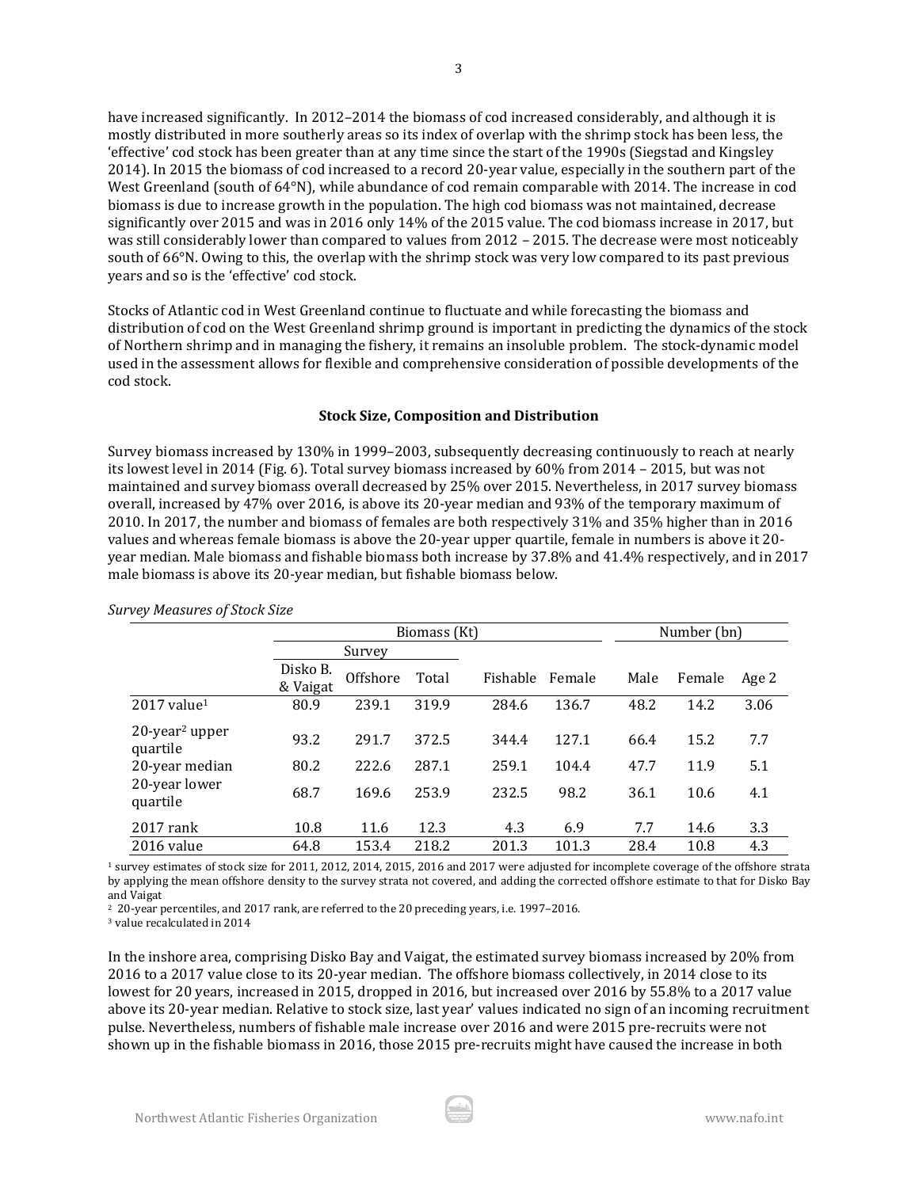have increased significantly. In 2012–2014 the biomass of cod increased considerably, and although it is mostly distributed in more southerly areas so its index of overlap with the shrimp stock has been less, the 'effective' cod stock has been greater than at any time since the start of the 1990s (Siegstad and Kingsley 2014). In 2015 the biomass of cod increased to a record 20-year value, especially in the southern part of the West Greenland (south of 64°N), while abundance of cod remain comparable with 2014. The increase in cod biomass is due to increase growth in the population. The high cod biomass was not maintained, decrease significantly over 2015 and was in 2016 only 14% of the 2015 value. The cod biomass increase in 2017, but was still considerably lower than compared to values from 2012 – 2015. The decrease were most noticeably south of 66°N. Owing to this, the overlap with the shrimp stock was very low compared to its past previous years and so is the 'effective' cod stock.

Stocks of Atlantic cod in West Greenland continue to fluctuate and while forecasting the biomass and distribution of cod on the West Greenland shrimp ground is important in predicting the dynamics of the stock of Northern shrimp and in managing the fishery, it remains an insoluble problem. The stock-dynamic model used in the assessment allows for flexible and comprehensive consideration of possible developments of the cod stock.

## Stock Size, Composition and Distribution

Survey biomass increased by 130% in 1999–2003, subsequently decreasing continuously to reach at nearly its lowest level in 2014 (Fig. 6). Total survey biomass increased by 60% from 2014 – 2015, but was not maintained and survey biomass overall decreased by 25% over 2015. Nevertheless, in 2017 survey biomass overall, increased by 47% over 2016, is above its 20-year median and 93% of the temporary maximum of 2010. In 2017, the number and biomass of females are both respectively 31% and 35% higher than in 2016 values and whereas female biomass is above the 20-year upper quartile, female in numbers is above it 20-year median. Male biomass and fishable biomass both increase by 37.8% and 41.4% respectively, and in 2017 male biomass is above its 20-year median, but fishable biomass below.

*Survey Measures of Stock Size*

| | Biomass (Kt) | | | | | Number (bn) | | |
|---|---|---|---|---|---|---|---|---|
| | Survey | | | | | | | |
| | Disko B. & Vaigat | Offshore | Total | Fishable | Female | Male | Female | Age 2 |
| 2017 value[1] | 80.9 | 239.1 | 319.9 | 284.6 | 136.7 | 48.2 | 14.2 | 3.06 |
| 20-year[2] upper quartile | 93.2 | 291.7 | 372.5 | 344.4 | 127.1 | 66.4 | 15.2 | 7.7 |
| 20-year median | 80.2 | 222.6 | 287.1 | 259.1 | 104.4 | 47.7 | 11.9 | 5.1 |
| 20-year lower quartile | 68.7 | 169.6 | 253.9 | 232.5 | 98.2 | 36.1 | 10.6 | 4.1 |
| 2017 rank | 10.8 | 11.6 | 12.3 | 4.3 | 6.9 | 7.7 | 14.6 | 3.3 |
| 2016 value | 64.8 | 153.4 | 218.2 | 201.3 | 101.3 | 28.4 | 10.8 | 4.3 |

[1] survey estimates of stock size for 2011, 2012, 2014, 2015, 2016 and 2017 were adjusted for incomplete coverage of the offshore strata by applying the mean offshore density to the survey strata not covered, and adding the corrected offshore estimate to that for Disko Bay and Vaigat

[2] 20-year percentiles, and 2017 rank, are referred to the 20 preceding years, i.e. 1997–2016.

[3] value recalculated in 2014

In the inshore area, comprising Disko Bay and Vaigat, the estimated survey biomass increased by 20% from 2016 to a 2017 value close to its 20-year median. The offshore biomass collectively, in 2014 close to its lowest for 20 years, increased in 2015, dropped in 2016, but increased over 2016 by 55.8% to a 2017 value above its 20-year median. Relative to stock size, last year' values indicated no sign of an incoming recruitment pulse. Nevertheless, numbers of fishable male increase over 2016 and were 2015 pre-recruits were not shown up in the fishable biomass in 2016, those 2015 pre-recruits might have caused the increase in both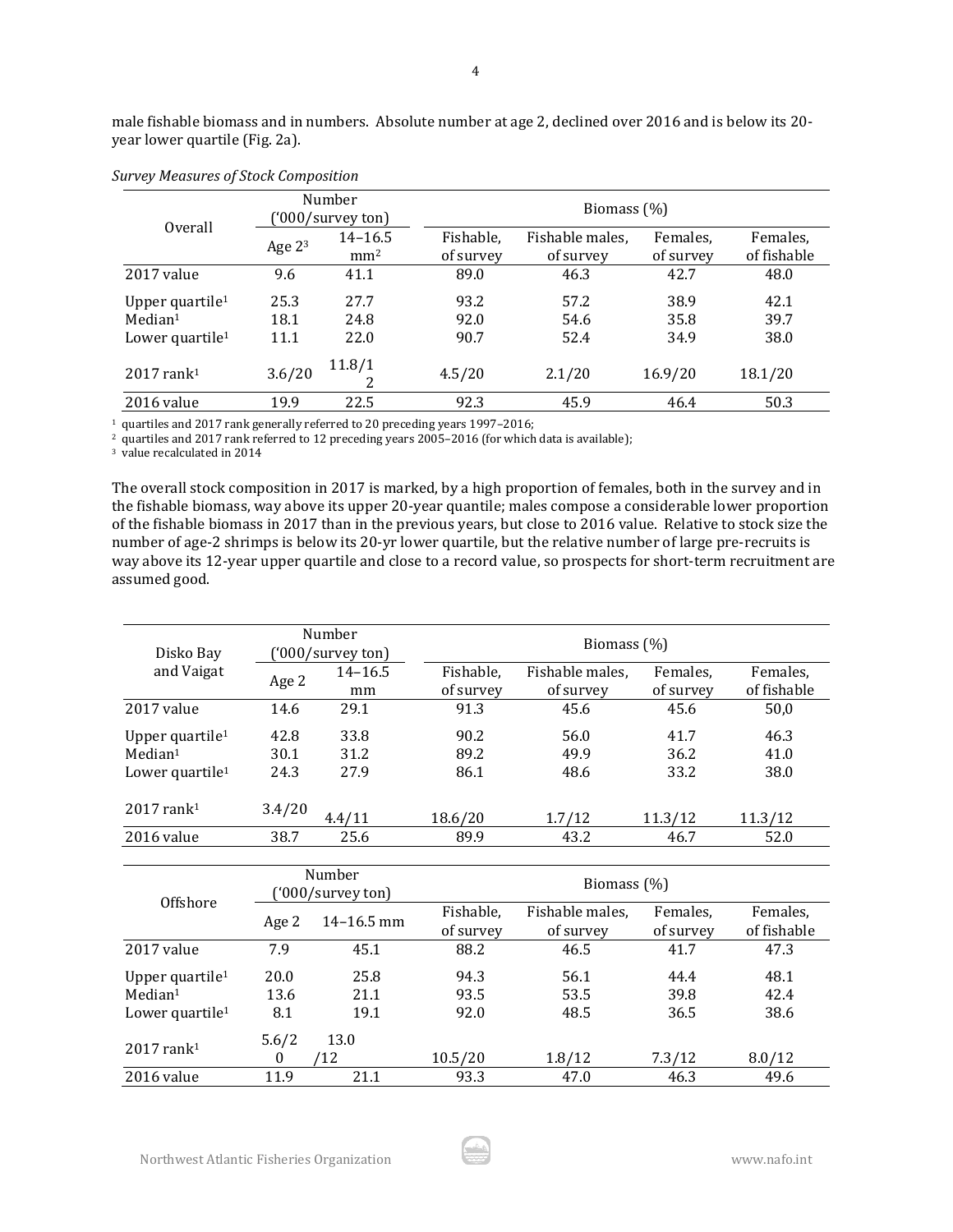male fishable biomass and in numbers. Absolute number at age 2, declined over 2016 and is below its 20-year lower quartile (Fig. 2a).

*Survey Measures of Stock Composition*

| Overall | Number ('000/survey ton) | | Biomass (%) | | | |
|---|---|---|---|---|---|---|
| | Age 2[3] | 14–16.5 mm[2] | Fishable, of survey | Fishable males, of survey | Females, of survey | Females, of fishable |
| 2017 value | 9.6 | 41.1 | 89.0 | 46.3 | 42.7 | 48.0 |
| Upper quartile[1] | 25.3 | 27.7 | 93.2 | 57.2 | 38.9 | 42.1 |
| Median[1] | 18.1 | 24.8 | 92.0 | 54.6 | 35.8 | 39.7 |
| Lower quartile[1] | 11.1 | 22.0 | 90.7 | 52.4 | 34.9 | 38.0 |
| 2017 rank[1] | 3.6/20 | 11.8/12 | 4.5/20 | 2.1/20 | 16.9/20 | 18.1/20 |
| 2016 value | 19.9 | 22.5 | 92.3 | 45.9 | 46.4 | 50.3 |

[1] quartiles and 2017 rank generally referred to 20 preceding years 1997–2016;
[2] quartiles and 2017 rank referred to 12 preceding years 2005–2016 (for which data is available);
[3] value recalculated in 2014

The overall stock composition in 2017 is marked, by a high proportion of females, both in the survey and in the fishable biomass, way above its upper 20-year quantile; males compose a considerable lower proportion of the fishable biomass in 2017 than in the previous years, but close to 2016 value. Relative to stock size the number of age-2 shrimps is below its 20-yr lower quartile, but the relative number of large pre-recruits is way above its 12-year upper quartile and close to a record value, so prospects for short-term recruitment are assumed good.

| Disko Bay and Vaigat | Number ('000/survey ton) | | Biomass (%) | | | |
|---|---|---|---|---|---|---|
| | Age 2 | 14–16.5 mm | Fishable, of survey | Fishable males, of survey | Females, of survey | Females, of fishable |
| 2017 value | 14.6 | 29.1 | 91.3 | 45.6 | 45.6 | 50,0 |
| Upper quartile[1] | 42.8 | 33.8 | 90.2 | 56.0 | 41.7 | 46.3 |
| Median[1] | 30.1 | 31.2 | 89.2 | 49.9 | 36.2 | 41.0 |
| Lower quartile[1] | 24.3 | 27.9 | 86.1 | 48.6 | 33.2 | 38.0 |
| 2017 rank[1] | 3.4/20 | 4.4/11 | 18.6/20 | 1.7/12 | 11.3/12 | 11.3/12 |
| 2016 value | 38.7 | 25.6 | 89.9 | 43.2 | 46.7 | 52.0 |

| Offshore | Number ('000/survey ton) | | Biomass (%) | | | |
|---|---|---|---|---|---|---|
| | Age 2 | 14–16.5 mm | Fishable, of survey | Fishable males, of survey | Females, of survey | Females, of fishable |
| 2017 value | 7.9 | 45.1 | 88.2 | 46.5 | 41.7 | 47.3 |
| Upper quartile[1] | 20.0 | 25.8 | 94.3 | 56.1 | 44.4 | 48.1 |
| Median[1] | 13.6 | 21.1 | 93.5 | 53.5 | 39.8 | 42.4 |
| Lower quartile[1] | 8.1 | 19.1 | 92.0 | 48.5 | 36.5 | 38.6 |
| 2017 rank[1] | 5.6/20 | 13.0/12 | 10.5/20 | 1.8/12 | 7.3/12 | 8.0/12 |
| 2016 value | 11.9 | 21.1 | 93.3 | 47.0 | 46.3 | 49.6 |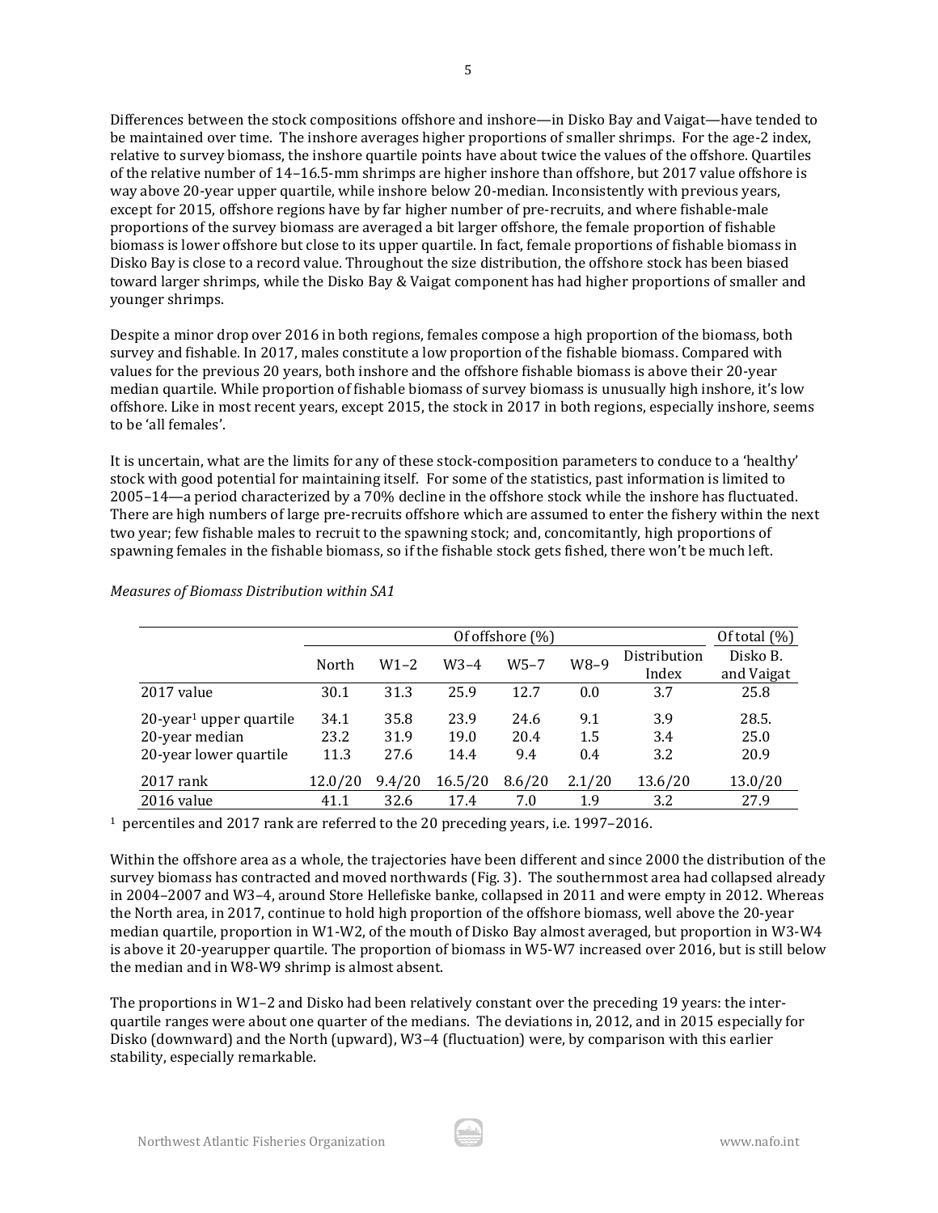Differences between the stock compositions offshore and inshore—in Disko Bay and Vaigat—have tended to be maintained over time. The inshore averages higher proportions of smaller shrimps. For the age-2 index, relative to survey biomass, the inshore quartile points have about twice the values of the offshore. Quartiles of the relative number of 14–16.5-mm shrimps are higher inshore than offshore, but 2017 value offshore is way above 20-year upper quartile, while inshore below 20-median. Inconsistently with previous years, except for 2015, offshore regions have by far higher number of pre-recruits, and where fishable-male proportions of the survey biomass are averaged a bit larger offshore, the female proportion of fishable biomass is lower offshore but close to its upper quartile. In fact, female proportions of fishable biomass in Disko Bay is close to a record value. Throughout the size distribution, the offshore stock has been biased toward larger shrimps, while the Disko Bay & Vaigat component has had higher proportions of smaller and younger shrimps.

Despite a minor drop over 2016 in both regions, females compose a high proportion of the biomass, both survey and fishable. In 2017, males constitute a low proportion of the fishable biomass. Compared with values for the previous 20 years, both inshore and the offshore fishable biomass is above their 20-year median quartile. While proportion of fishable biomass of survey biomass is unusually high inshore, it's low offshore. Like in most recent years, except 2015, the stock in 2017 in both regions, especially inshore, seems to be 'all females'.

It is uncertain, what are the limits for any of these stock-composition parameters to conduce to a 'healthy' stock with good potential for maintaining itself. For some of the statistics, past information is limited to 2005–14—a period characterized by a 70% decline in the offshore stock while the inshore has fluctuated. There are high numbers of large pre-recruits offshore which are assumed to enter the fishery within the next two year; few fishable males to recruit to the spawning stock; and, concomitantly, high proportions of spawning females in the fishable biomass, so if the fishable stock gets fished, there won't be much left.

*Measures of Biomass Distribution within SA1*

| | Of offshore (%) | | | | | | Of total (%) |
|---|---|---|---|---|---|---|---|
| | North | W1–2 | W3–4 | W5–7 | W8–9 | Distribution Index | Disko B. and Vaigat |
| 2017 value | 30.1 | 31.3 | 25.9 | 12.7 | 0.0 | 3.7 | 25.8 |
| 20-year[1] upper quartile | 34.1 | 35.8 | 23.9 | 24.6 | 9.1 | 3.9 | 28.5. |
| 20-year median | 23.2 | 31.9 | 19.0 | 20.4 | 1.5 | 3.4 | 25.0 |
| 20-year lower quartile | 11.3 | 27.6 | 14.4 | 9.4 | 0.4 | 3.2 | 20.9 |
| 2017 rank | 12.0/20 | 9.4/20 | 16.5/20 | 8.6/20 | 2.1/20 | 13.6/20 | 13.0/20 |
| 2016 value | 41.1 | 32.6 | 17.4 | 7.0 | 1.9 | 3.2 | 27.9 |

[1] percentiles and 2017 rank are referred to the 20 preceding years, i.e. 1997–2016.

Within the offshore area as a whole, the trajectories have been different and since 2000 the distribution of the survey biomass has contracted and moved northwards (Fig. 3). The southernmost area had collapsed already in 2004–2007 and W3–4, around Store Hellefiske banke, collapsed in 2011 and were empty in 2012. Whereas the North area, in 2017, continue to hold high proportion of the offshore biomass, well above the 20-year median quartile, proportion in W1-W2, of the mouth of Disko Bay almost averaged, but proportion in W3-W4 is above it 20-yearupper quartile. The proportion of biomass in W5-W7 increased over 2016, but is still below the median and in W8-W9 shrimp is almost absent.

The proportions in W1–2 and Disko had been relatively constant over the preceding 19 years: the inter-quartile ranges were about one quarter of the medians. The deviations in, 2012, and in 2015 especially for Disko (downward) and the North (upward), W3–4 (fluctuation) were, by comparison with this earlier stability, especially remarkable.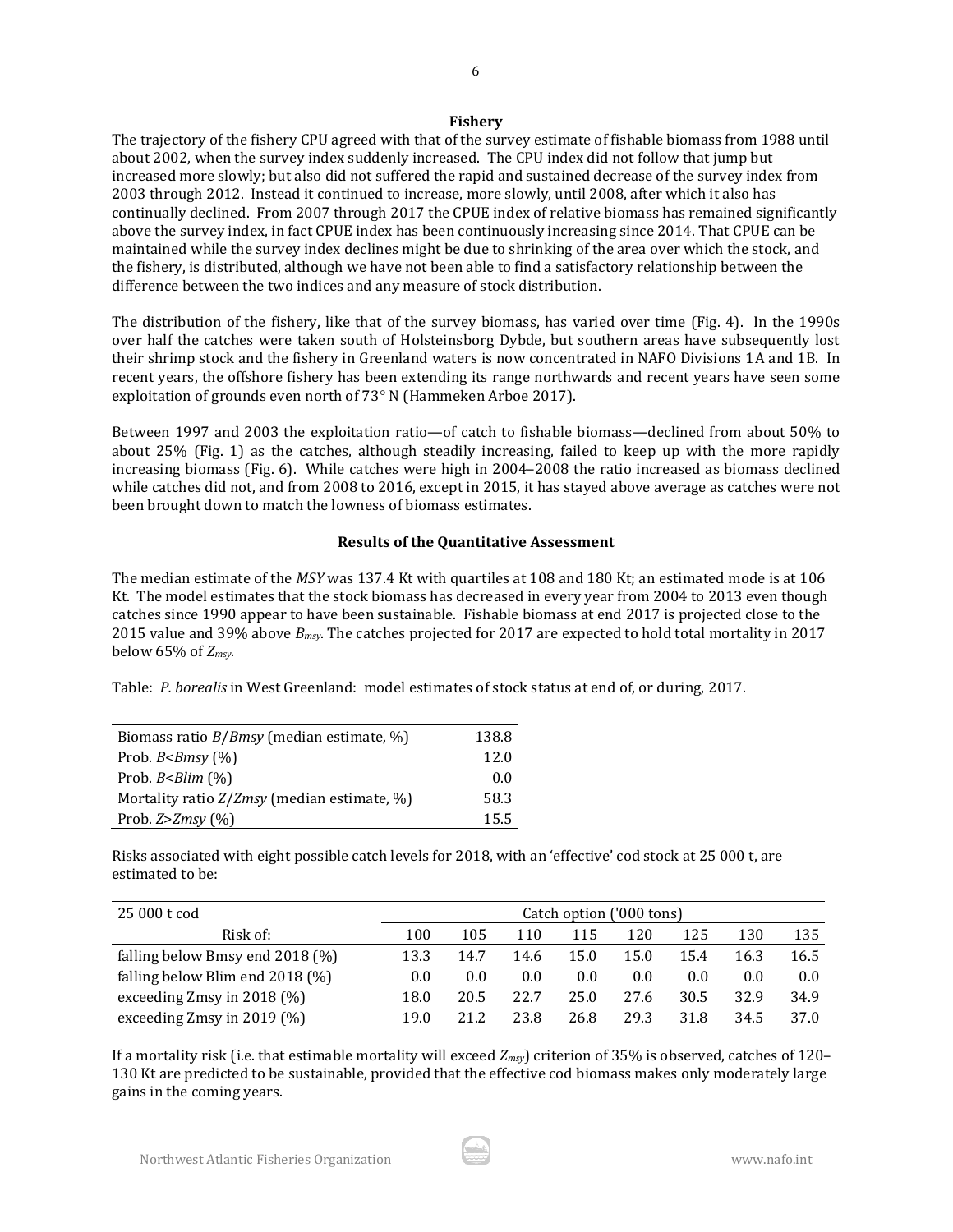### Fishery

The trajectory of the fishery CPU agreed with that of the survey estimate of fishable biomass from 1988 until about 2002, when the survey index suddenly increased. The CPU index did not follow that jump but increased more slowly; but also did not suffered the rapid and sustained decrease of the survey index from 2003 through 2012. Instead it continued to increase, more slowly, until 2008, after which it also has continually declined. From 2007 through 2017 the CPUE index of relative biomass has remained significantly above the survey index, in fact CPUE index has been continuously increasing since 2014. That CPUE can be maintained while the survey index declines might be due to shrinking of the area over which the stock, and the fishery, is distributed, although we have not been able to find a satisfactory relationship between the difference between the two indices and any measure of stock distribution.

The distribution of the fishery, like that of the survey biomass, has varied over time (Fig. 4). In the 1990s over half the catches were taken south of Holsteinsborg Dybde, but southern areas have subsequently lost their shrimp stock and the fishery in Greenland waters is now concentrated in NAFO Divisions 1A and 1B. In recent years, the offshore fishery has been extending its range northwards and recent years have seen some exploitation of grounds even north of 73° N (Hammeken Arboe 2017).

Between 1997 and 2003 the exploitation ratio—of catch to fishable biomass—declined from about 50% to about 25% (Fig. 1) as the catches, although steadily increasing, failed to keep up with the more rapidly increasing biomass (Fig. 6). While catches were high in 2004–2008 the ratio increased as biomass declined while catches did not, and from 2008 to 2016, except in 2015, it has stayed above average as catches were not been brought down to match the lowness of biomass estimates.

### Results of the Quantitative Assessment

The median estimate of the *MSY* was 137.4 Kt with quartiles at 108 and 180 Kt; an estimated mode is at 106 Kt. The model estimates that the stock biomass has decreased in every year from 2004 to 2013 even though catches since 1990 appear to have been sustainable. Fishable biomass at end 2017 is projected close to the 2015 value and 39% above $B_{msy}$. The catches projected for 2017 are expected to hold total mortality in 2017 below 65% of $Z_{msy}$.

Table: *P. borealis* in West Greenland: model estimates of stock status at end of, or during, 2017.

| | |
|---|---|
| Biomass ratio $B/Bmsy$ (median estimate, %) | 138.8 |
| Prob. $B<Bmsy$ (%) | 12.0 |
| Prob. $B<Blim$ (%) | 0.0 |
| Mortality ratio $Z/Zmsy$ (median estimate, %) | 58.3 |
| Prob. $Z>Zmsy$ (%) | 15.5 |

Risks associated with eight possible catch levels for 2018, with an 'effective' cod stock at 25 000 t, are estimated to be:

| 25 000 t cod | Catch option ('000 tons) | | | | | | | |
|---|---|---|---|---|---|---|---|---|
| Risk of: | 100 | 105 | 110 | 115 | 120 | 125 | 130 | 135 |
| falling below Bmsy end 2018 (%) | 13.3 | 14.7 | 14.6 | 15.0 | 15.0 | 15.4 | 16.3 | 16.5 |
| falling below Blim end 2018 (%) | 0.0 | 0.0 | 0.0 | 0.0 | 0.0 | 0.0 | 0.0 | 0.0 |
| exceeding Zmsy in 2018 (%) | 18.0 | 20.5 | 22.7 | 25.0 | 27.6 | 30.5 | 32.9 | 34.9 |
| exceeding Zmsy in 2019 (%) | 19.0 | 21.2 | 23.8 | 26.8 | 29.3 | 31.8 | 34.5 | 37.0 |

If a mortality risk (i.e. that estimable mortality will exceed $Z_{msy}$) criterion of 35% is observed, catches of 120–130 Kt are predicted to be sustainable, provided that the effective cod biomass makes only moderately large gains in the coming years.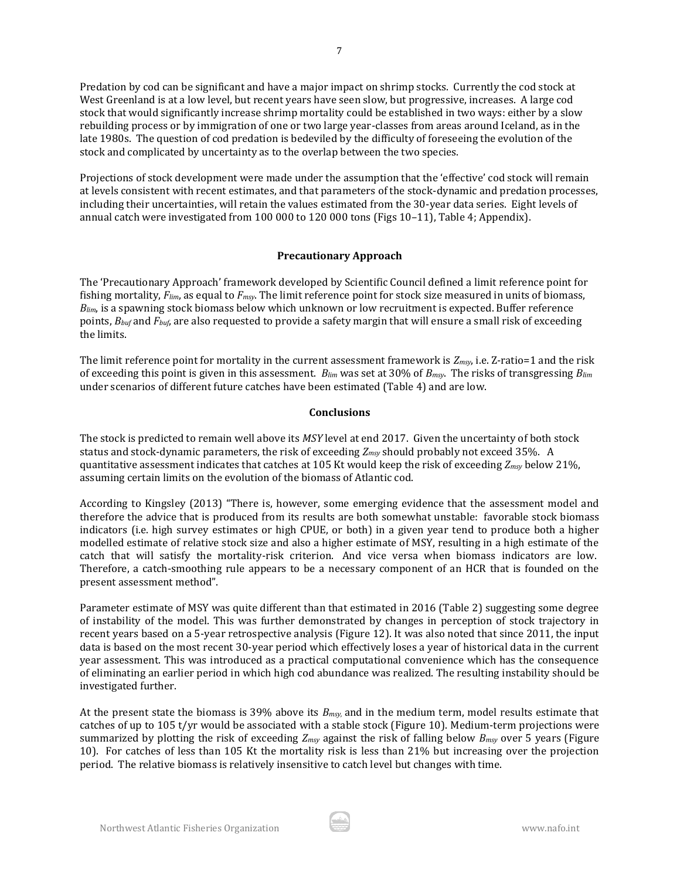Predation by cod can be significant and have a major impact on shrimp stocks. Currently the cod stock at West Greenland is at a low level, but recent years have seen slow, but progressive, increases. A large cod stock that would significantly increase shrimp mortality could be established in two ways: either by a slow rebuilding process or by immigration of one or two large year-classes from areas around Iceland, as in the late 1980s. The question of cod predation is bedeviled by the difficulty of foreseeing the evolution of the stock and complicated by uncertainty as to the overlap between the two species.

Projections of stock development were made under the assumption that the 'effective' cod stock will remain at levels consistent with recent estimates, and that parameters of the stock-dynamic and predation processes, including their uncertainties, will retain the values estimated from the 30-year data series. Eight levels of annual catch were investigated from 100 000 to 120 000 tons (Figs 10–11), Table 4; Appendix).

## Precautionary Approach

The 'Precautionary Approach' framework developed by Scientific Council defined a limit reference point for fishing mortality, $F_{lim}$, as equal to $F_{msy}$. The limit reference point for stock size measured in units of biomass, $B_{lim}$, is a spawning stock biomass below which unknown or low recruitment is expected. Buffer reference points, $B_{buf}$ and $F_{buf}$, are also requested to provide a safety margin that will ensure a small risk of exceeding the limits.

The limit reference point for mortality in the current assessment framework is $Z_{msy}$, i.e. Z-ratio=1 and the risk of exceeding this point is given in this assessment. $B_{lim}$ was set at 30% of $B_{msy}$. The risks of transgressing $B_{lim}$ under scenarios of different future catches have been estimated (Table 4) and are low.

## Conclusions

The stock is predicted to remain well above its *MSY* level at end 2017. Given the uncertainty of both stock status and stock-dynamic parameters, the risk of exceeding $Z_{msy}$ should probably not exceed 35%. A quantitative assessment indicates that catches at 105 Kt would keep the risk of exceeding $Z_{msy}$ below 21%, assuming certain limits on the evolution of the biomass of Atlantic cod.

According to Kingsley (2013) "There is, however, some emerging evidence that the assessment model and therefore the advice that is produced from its results are both somewhat unstable: favorable stock biomass indicators (i.e. high survey estimates or high CPUE, or both) in a given year tend to produce both a higher modelled estimate of relative stock size and also a higher estimate of MSY, resulting in a high estimate of the catch that will satisfy the mortality-risk criterion. And vice versa when biomass indicators are low. Therefore, a catch-smoothing rule appears to be a necessary component of an HCR that is founded on the present assessment method".

Parameter estimate of MSY was quite different than that estimated in 2016 (Table 2) suggesting some degree of instability of the model. This was further demonstrated by changes in perception of stock trajectory in recent years based on a 5-year retrospective analysis (Figure 12). It was also noted that since 2011, the input data is based on the most recent 30-year period which effectively loses a year of historical data in the current year assessment. This was introduced as a practical computational convenience which has the consequence of eliminating an earlier period in which high cod abundance was realized. The resulting instability should be investigated further.

At the present state the biomass is 39% above its $B_{msy}$, and in the medium term, model results estimate that catches of up to 105 t/yr would be associated with a stable stock (Figure 10). Medium-term projections were summarized by plotting the risk of exceeding $Z_{msy}$ against the risk of falling below $B_{msy}$ over 5 years (Figure 10). For catches of less than 105 Kt the mortality risk is less than 21% but increasing over the projection period. The relative biomass is relatively insensitive to catch level but changes with time.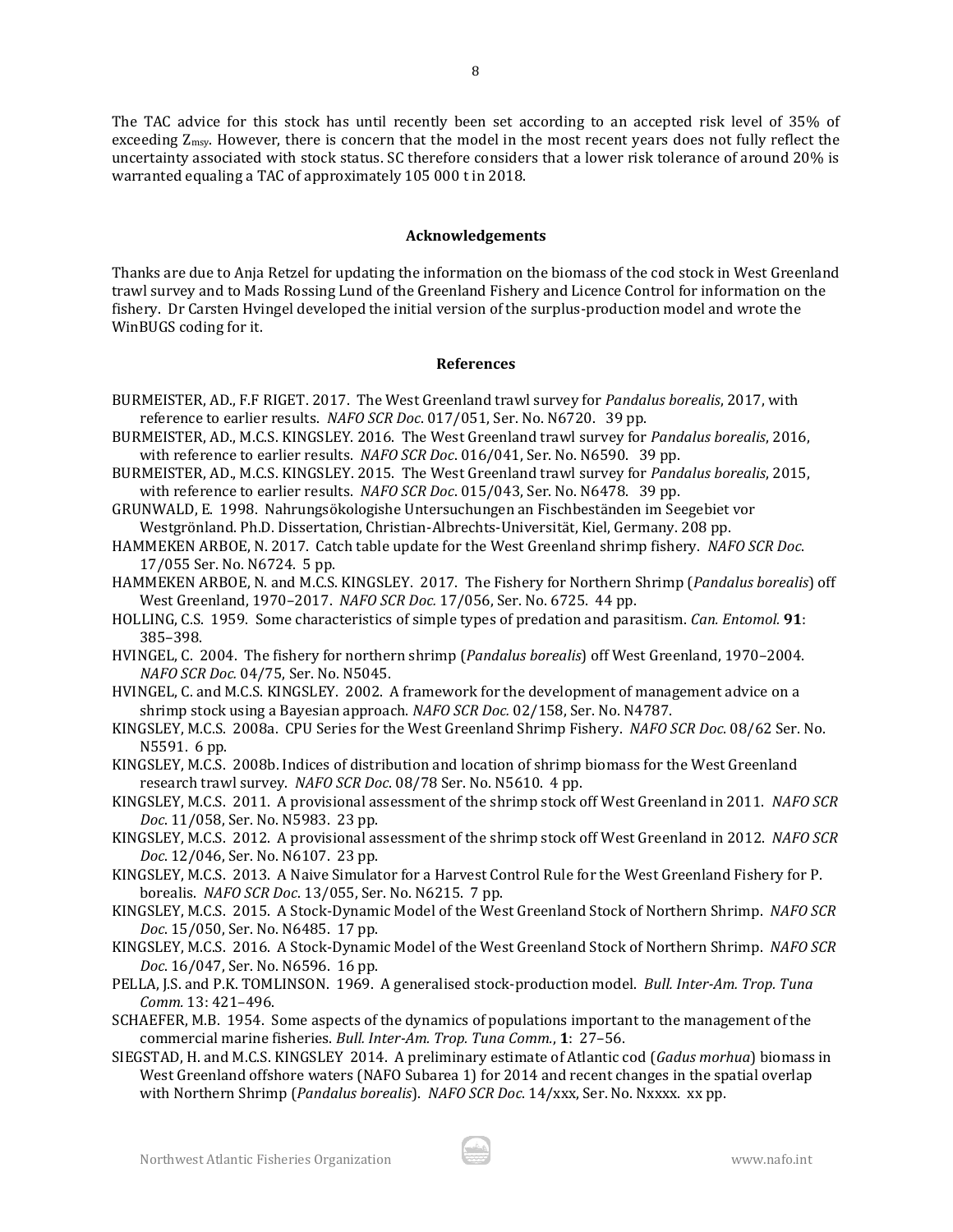The TAC advice for this stock has until recently been set according to an accepted risk level of 35% of exceeding $Z_{msy}$. However, there is concern that the model in the most recent years does not fully reflect the uncertainty associated with stock status. SC therefore considers that a lower risk tolerance of around 20% is warranted equaling a TAC of approximately 105 000 t in 2018.

## Acknowledgements

Thanks are due to Anja Retzel for updating the information on the biomass of the cod stock in West Greenland trawl survey and to Mads Rossing Lund of the Greenland Fishery and Licence Control for information on the fishery. Dr Carsten Hvingel developed the initial version of the surplus-production model and wrote the WinBUGS coding for it.

## References

BURMEISTER, AD., F.F RIGET. 2017. The West Greenland trawl survey for *Pandalus borealis*, 2017, with reference to earlier results. *NAFO SCR Doc*. 017/051, Ser. No. N6720. 39 pp.

BURMEISTER, AD., M.C.S. KINGSLEY. 2016. The West Greenland trawl survey for *Pandalus borealis*, 2016, with reference to earlier results. *NAFO SCR Doc*. 016/041, Ser. No. N6590. 39 pp.

BURMEISTER, AD., M.C.S. KINGSLEY. 2015. The West Greenland trawl survey for *Pandalus borealis*, 2015, with reference to earlier results. *NAFO SCR Doc*. 015/043, Ser. No. N6478. 39 pp.

GRUNWALD, E. 1998. Nahrungsökologishe Untersuchungen an Fischbeständen im Seegebiet vor Westgrönland. Ph.D. Dissertation, Christian-Albrechts-Universität, Kiel, Germany. 208 pp.

HAMMEKEN ARBOE, N. 2017. Catch table update for the West Greenland shrimp fishery. *NAFO SCR Doc*. 17/055 Ser. No. N6724. 5 pp.

HAMMEKEN ARBOE, N. and M.C.S. KINGSLEY. 2017. The Fishery for Northern Shrimp (*Pandalus borealis*) off West Greenland, 1970–2017. *NAFO SCR Doc.* 17/056, Ser. No. 6725. 44 pp.

HOLLING, C.S. 1959. Some characteristics of simple types of predation and parasitism. *Can. Entomol.* **91**: 385–398.

HVINGEL, C. 2004. The fishery for northern shrimp (*Pandalus borealis*) off West Greenland, 1970–2004. *NAFO SCR Doc.* 04/75, Ser. No. N5045.

HVINGEL, C. and M.C.S. KINGSLEY. 2002. A framework for the development of management advice on a shrimp stock using a Bayesian approach. *NAFO SCR Doc.* 02/158, Ser. No. N4787.

KINGSLEY, M.C.S. 2008a. CPU Series for the West Greenland Shrimp Fishery. *NAFO SCR Doc*. 08/62 Ser. No. N5591. 6 pp.

KINGSLEY, M.C.S. 2008b. Indices of distribution and location of shrimp biomass for the West Greenland research trawl survey. *NAFO SCR Doc*. 08/78 Ser. No. N5610. 4 pp.

KINGSLEY, M.C.S. 2011. A provisional assessment of the shrimp stock off West Greenland in 2011. *NAFO SCR Doc*. 11/058, Ser. No. N5983. 23 pp.

KINGSLEY, M.C.S. 2012. A provisional assessment of the shrimp stock off West Greenland in 2012. *NAFO SCR Doc*. 12/046, Ser. No. N6107. 23 pp.

KINGSLEY, M.C.S. 2013. A Naive Simulator for a Harvest Control Rule for the West Greenland Fishery for P. borealis. *NAFO SCR Doc*. 13/055, Ser. No. N6215. 7 pp.

KINGSLEY, M.C.S. 2015. A Stock-Dynamic Model of the West Greenland Stock of Northern Shrimp. *NAFO SCR Doc*. 15/050, Ser. No. N6485. 17 pp.

KINGSLEY, M.C.S. 2016. A Stock-Dynamic Model of the West Greenland Stock of Northern Shrimp. *NAFO SCR Doc*. 16/047, Ser. No. N6596. 16 pp.

PELLA, J.S. and P.K. TOMLINSON. 1969. A generalised stock-production model. *Bull. Inter-Am. Trop. Tuna Comm.* 13: 421–496.

SCHAEFER, M.B. 1954. Some aspects of the dynamics of populations important to the management of the commercial marine fisheries. *Bull. Inter-Am. Trop. Tuna Comm.*, **1**: 27–56.

SIEGSTAD, H. and M.C.S. KINGSLEY 2014. A preliminary estimate of Atlantic cod (*Gadus morhua*) biomass in West Greenland offshore waters (NAFO Subarea 1) for 2014 and recent changes in the spatial overlap with Northern Shrimp (*Pandalus borealis*). *NAFO SCR Doc*. 14/xxx, Ser. No. Nxxxx. xx pp.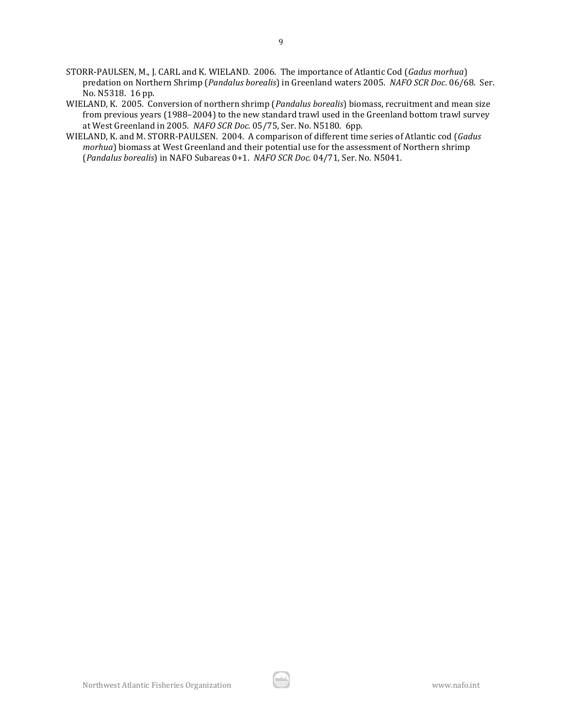STORR-PAULSEN, M., J. CARL and K. WIELAND. 2006. The importance of Atlantic Cod (*Gadus morhua*) predation on Northern Shrimp (*Pandalus borealis*) in Greenland waters 2005. *NAFO SCR Doc*. 06/68. Ser. No. N5318. 16 pp.

WIELAND, K. 2005. Conversion of northern shrimp (*Pandalus borealis*) biomass, recruitment and mean size from previous years (1988–2004) to the new standard trawl used in the Greenland bottom trawl survey at West Greenland in 2005. *NAFO SCR Doc.* 05/75, Ser. No. N5180. 6pp.

WIELAND, K. and M. STORR-PAULSEN. 2004. A comparison of different time series of Atlantic cod (*Gadus morhua*) biomass at West Greenland and their potential use for the assessment of Northern shrimp (*Pandalus borealis*) in NAFO Subareas 0+1. *NAFO SCR Doc.* 04/71, Ser. No. N5041.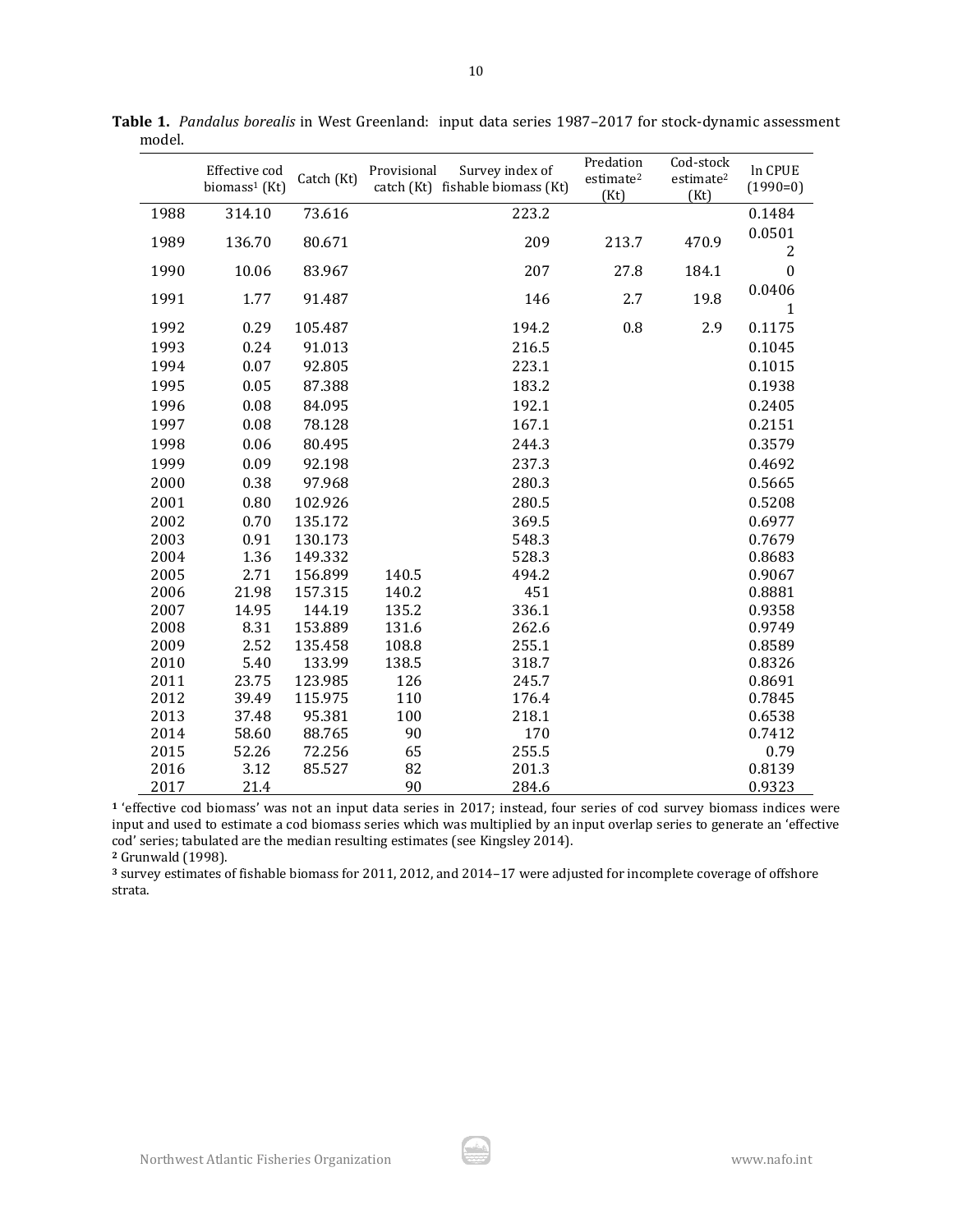**Table 1.** *Pandalus borealis* in West Greenland: input data series 1987–2017 for stock-dynamic assessment model.

| | Effective cod biomass[1] (Kt) | Catch (Kt) | Provisional catch (Kt) | Survey index of fishable biomass (Kt) | Predation estimate[2] (Kt) | Cod-stock estimate[2] (Kt) | ln CPUE (1990=0) |
|---|---|---|---|---|---|---|---|
| 1988 | 314.10 | 73.616 | | 223.2 | | | 0.1484 |
| 1989 | 136.70 | 80.671 | | 209 | 213.7 | 470.9 | 0.05012 |
| 1990 | 10.06 | 83.967 | | 207 | 27.8 | 184.1 | 0 |
| 1991 | 1.77 | 91.487 | | 146 | 2.7 | 19.8 | 0.04061 |
| 1992 | 0.29 | 105.487 | | 194.2 | 0.8 | 2.9 | 0.1175 |
| 1993 | 0.24 | 91.013 | | 216.5 | | | 0.1045 |
| 1994 | 0.07 | 92.805 | | 223.1 | | | 0.1015 |
| 1995 | 0.05 | 87.388 | | 183.2 | | | 0.1938 |
| 1996 | 0.08 | 84.095 | | 192.1 | | | 0.2405 |
| 1997 | 0.08 | 78.128 | | 167.1 | | | 0.2151 |
| 1998 | 0.06 | 80.495 | | 244.3 | | | 0.3579 |
| 1999 | 0.09 | 92.198 | | 237.3 | | | 0.4692 |
| 2000 | 0.38 | 97.968 | | 280.3 | | | 0.5665 |
| 2001 | 0.80 | 102.926 | | 280.5 | | | 0.5208 |
| 2002 | 0.70 | 135.172 | | 369.5 | | | 0.6977 |
| 2003 | 0.91 | 130.173 | | 548.3 | | | 0.7679 |
| 2004 | 1.36 | 149.332 | | 528.3 | | | 0.8683 |
| 2005 | 2.71 | 156.899 | 140.5 | 494.2 | | | 0.9067 |
| 2006 | 21.98 | 157.315 | 140.2 | 451 | | | 0.8881 |
| 2007 | 14.95 | 144.19 | 135.2 | 336.1 | | | 0.9358 |
| 2008 | 8.31 | 153.889 | 131.6 | 262.6 | | | 0.9749 |
| 2009 | 2.52 | 135.458 | 108.8 | 255.1 | | | 0.8589 |
| 2010 | 5.40 | 133.99 | 138.5 | 318.7 | | | 0.8326 |
| 2011 | 23.75 | 123.985 | 126 | 245.7 | | | 0.8691 |
| 2012 | 39.49 | 115.975 | 110 | 176.4 | | | 0.7845 |
| 2013 | 37.48 | 95.381 | 100 | 218.1 | | | 0.6538 |
| 2014 | 58.60 | 88.765 | 90 | 170 | | | 0.7412 |
| 2015 | 52.26 | 72.256 | 65 | 255.5 | | | 0.79 |
| 2016 | 3.12 | 85.527 | 82 | 201.3 | | | 0.8139 |
| 2017 | 21.4 | | 90 | 284.6 | | | 0.9323 |

[1] 'effective cod biomass' was not an input data series in 2017; instead, four series of cod survey biomass indices were input and used to estimate a cod biomass series which was multiplied by an input overlap series to generate an 'effective cod' series; tabulated are the median resulting estimates (see Kingsley 2014).

[2] Grunwald (1998).

[3] survey estimates of fishable biomass for 2011, 2012, and 2014–17 were adjusted for incomplete coverage of offshore strata.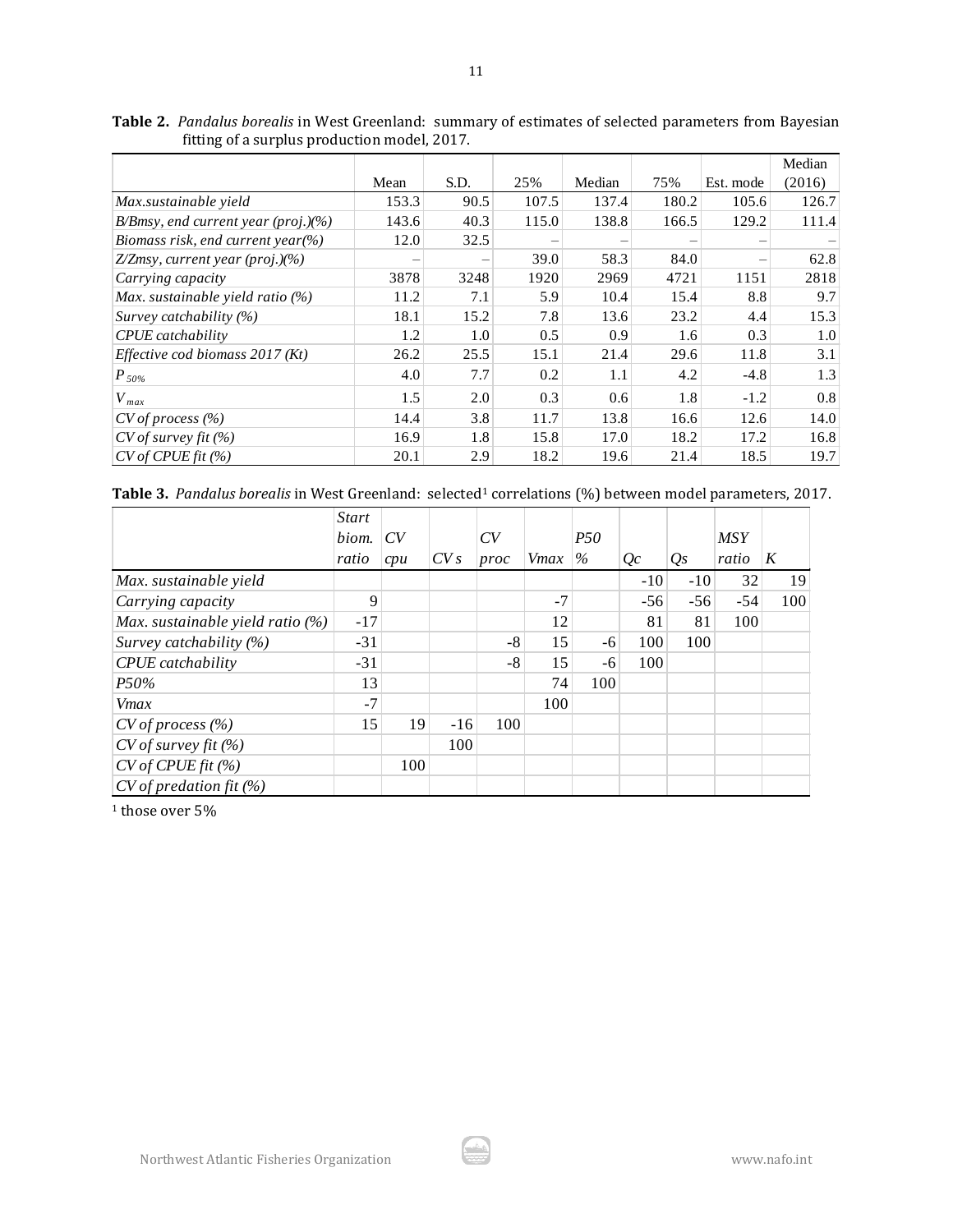**Table 2.** *Pandalus borealis* in West Greenland: summary of estimates of selected parameters from Bayesian fitting of a surplus production model, 2017.

| | Mean | S.D. | 25% | Median | 75% | Est. mode | Median (2016) |
|---|---|---|---|---|---|---|---|
| *Max.sustainable yield* | 153.3 | 90.5 | 107.5 | 137.4 | 180.2 | 105.6 | 126.7 |
| *B/Bmsy, end current year (proj.)(%)* | 143.6 | 40.3 | 115.0 | 138.8 | 166.5 | 129.2 | 111.4 |
| *Biomass risk, end current year(%)* | 12.0 | 32.5 | – | – | – | – | – |
| *Z/Zmsy, current year (proj.)(%)* | – | – | 39.0 | 58.3 | 84.0 | – | 62.8 |
| *Carrying capacity* | 3878 | 3248 | 1920 | 2969 | 4721 | 1151 | 2818 |
| *Max. sustainable yield ratio (%)* | 11.2 | 7.1 | 5.9 | 10.4 | 15.4 | 8.8 | 9.7 |
| *Survey catchability (%)* | 18.1 | 15.2 | 7.8 | 13.6 | 23.2 | 4.4 | 15.3 |
| *CPUE catchability* | 1.2 | 1.0 | 0.5 | 0.9 | 1.6 | 0.3 | 1.0 |
| *Effective cod biomass 2017 (Kt)* | 26.2 | 25.5 | 15.1 | 21.4 | 29.6 | 11.8 | 3.1 |
| $P_{50\%}$ | 4.0 | 7.7 | 0.2 | 1.1 | 4.2 | -4.8 | 1.3 |
| $V_{max}$ | 1.5 | 2.0 | 0.3 | 0.6 | 1.8 | -1.2 | 0.8 |
| *CV of process (%)* | 14.4 | 3.8 | 11.7 | 13.8 | 16.6 | 12.6 | 14.0 |
| *CV of survey fit (%)* | 16.9 | 1.8 | 15.8 | 17.0 | 18.2 | 17.2 | 16.8 |
| *CV of CPUE fit (%)* | 20.1 | 2.9 | 18.2 | 19.6 | 21.4 | 18.5 | 19.7 |

**Table 3.** *Pandalus borealis* in West Greenland: selected[1] correlations (%) between model parameters, 2017.

| | *Start biom. ratio* | *CV cpu* | *CV s* | *CV proc* | *Vmax* | *P50 %* | *Qc* | *Qs* | *MSY ratio* | *K* |
|---|---|---|---|---|---|---|---|---|---|---|
| *Max. sustainable yield* | | | | | | | -10 | -10 | 32 | 19 |
| *Carrying capacity* | 9 | | | | -7 | | -56 | -56 | -54 | 100 |
| *Max. sustainable yield ratio (%)* | -17 | | | | 12 | | 81 | 81 | 100 | |
| *Survey catchability (%)* | -31 | | | -8 | 15 | -6 | 100 | 100 | | |
| *CPUE catchability* | -31 | | | -8 | 15 | -6 | 100 | | | |
| *P50%* | 13 | | | | 74 | 100 | | | | |
| *Vmax* | -7 | | | | 100 | | | | | |
| *CV of process (%)* | 15 | 19 | -16 | 100 | | | | | | |
| *CV of survey fit (%)* | | | 100 | | | | | | | |
| *CV of CPUE fit (%)* | | 100 | | | | | | | | |
| *CV of predation fit (%)* | | | | | | | | | | |

[1] those over 5%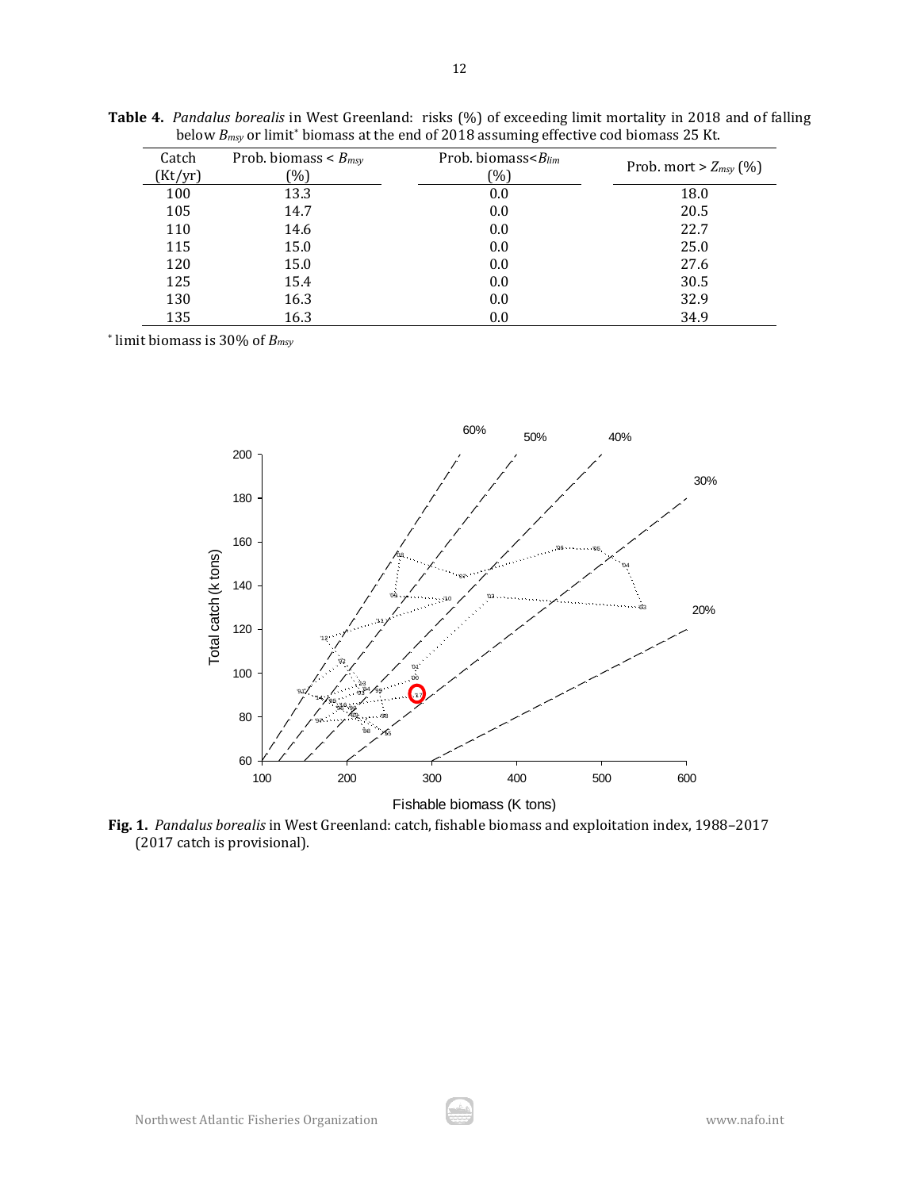**Table 4.** *Pandalus borealis* in West Greenland: risks (%) of exceeding limit mortality in 2018 and of falling below $B_{msy}$ or limit* biomass at the end of 2018 assuming effective cod biomass 25 Kt.

| Catch (Kt/yr) | Prob. biomass < $B_{msy}$ (%) | Prob. biomass< $B_{lim}$ (%) | Prob. mort > $Z_{msy}$ (%) |
|---|---|---|---|
| 100 | 13.3 | 0.0 | 18.0 |
| 105 | 14.7 | 0.0 | 20.5 |
| 110 | 14.6 | 0.0 | 22.7 |
| 115 | 15.0 | 0.0 | 25.0 |
| 120 | 15.0 | 0.0 | 27.6 |
| 125 | 15.4 | 0.0 | 30.5 |
| 130 | 16.3 | 0.0 | 32.9 |
| 135 | 16.3 | 0.0 | 34.9 |

\* limit biomass is 30% of $B_{msy}$

**Fig. 1.** *Pandalus borealis* in West Greenland: catch, fishable biomass and exploitation index, 1988–2017 (2017 catch is provisional).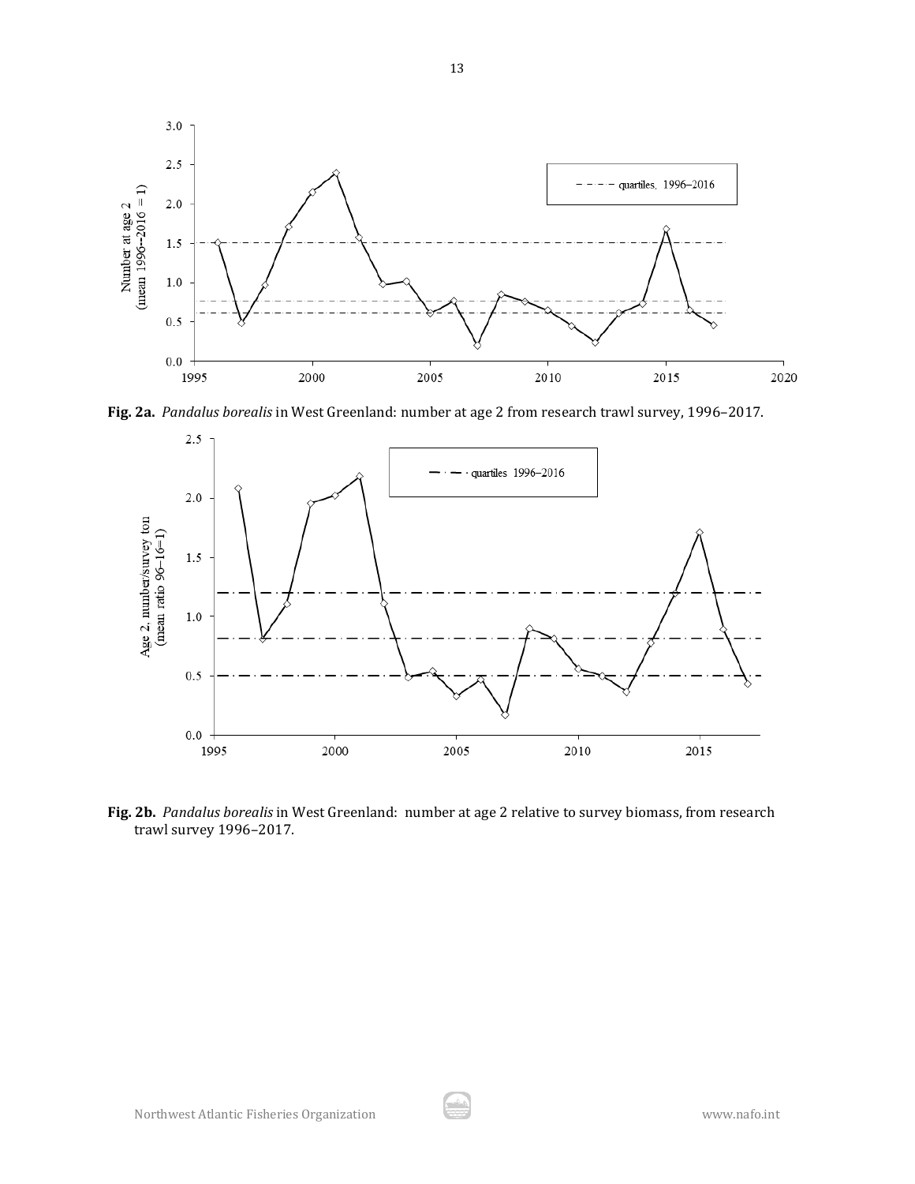**Fig. 2a.** *Pandalus borealis* in West Greenland: number at age 2 from research trawl survey, 1996–2017.

**Fig. 2b.** *Pandalus borealis* in West Greenland: number at age 2 relative to survey biomass, from research trawl survey 1996–2017.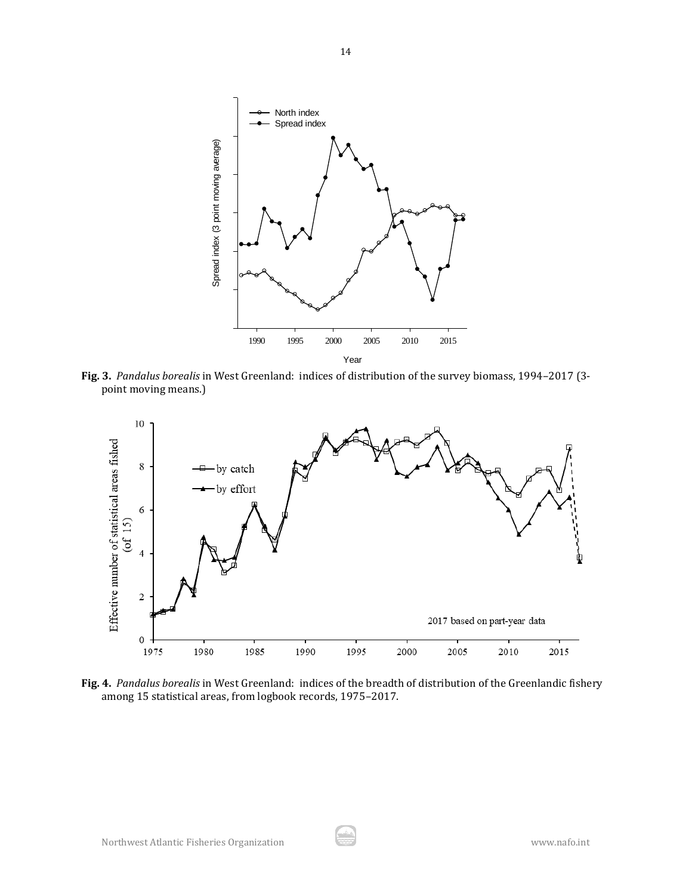**Fig. 3.** *Pandalus borealis* in West Greenland: indices of distribution of the survey biomass, 1994–2017 (3-point moving means.)

**Fig. 4.** *Pandalus borealis* in West Greenland: indices of the breadth of distribution of the Greenlandic fishery among 15 statistical areas, from logbook records, 1975–2017.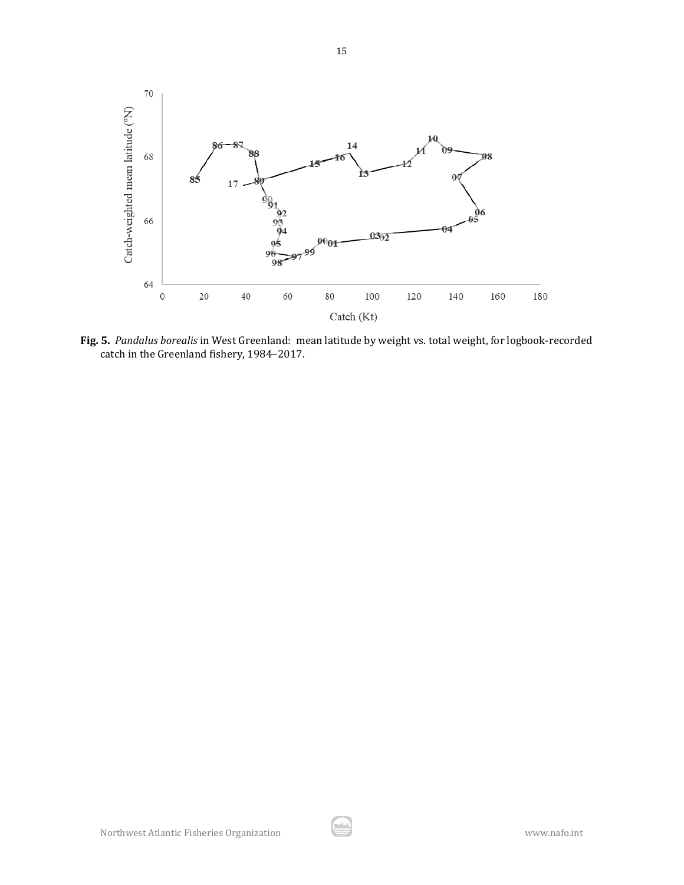**Fig. 5.** *Pandalus borealis* in West Greenland: mean latitude by weight vs. total weight, for logbook-recorded catch in the Greenland fishery, 1984–2017.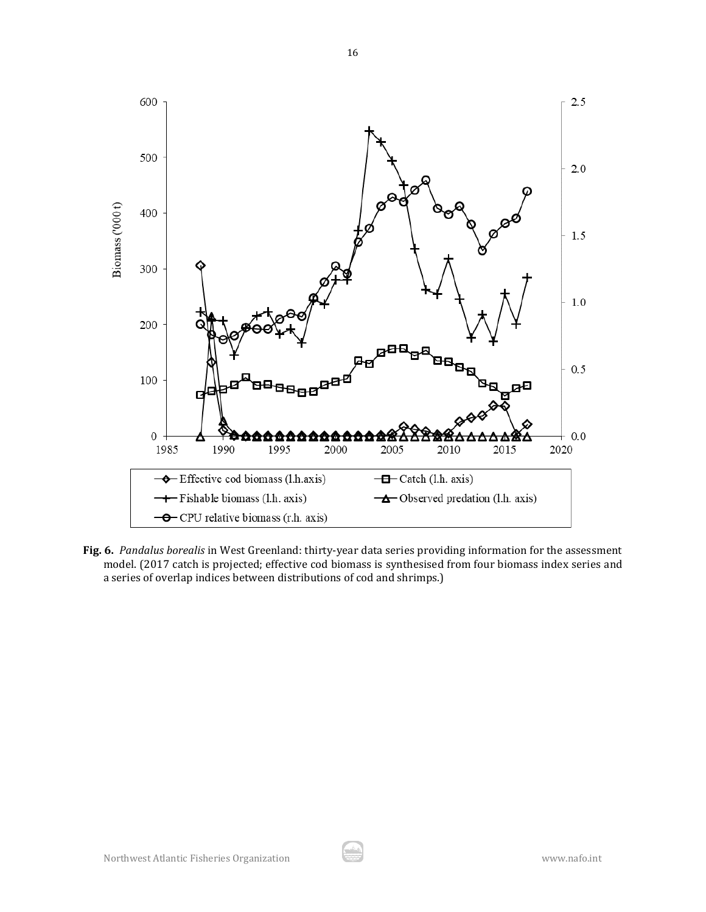**Fig. 6.** *Pandalus borealis* in West Greenland: thirty-year data series providing information for the assessment model. (2017 catch is projected; effective cod biomass is synthesised from four biomass index series and a series of overlap indices between distributions of cod and shrimps.)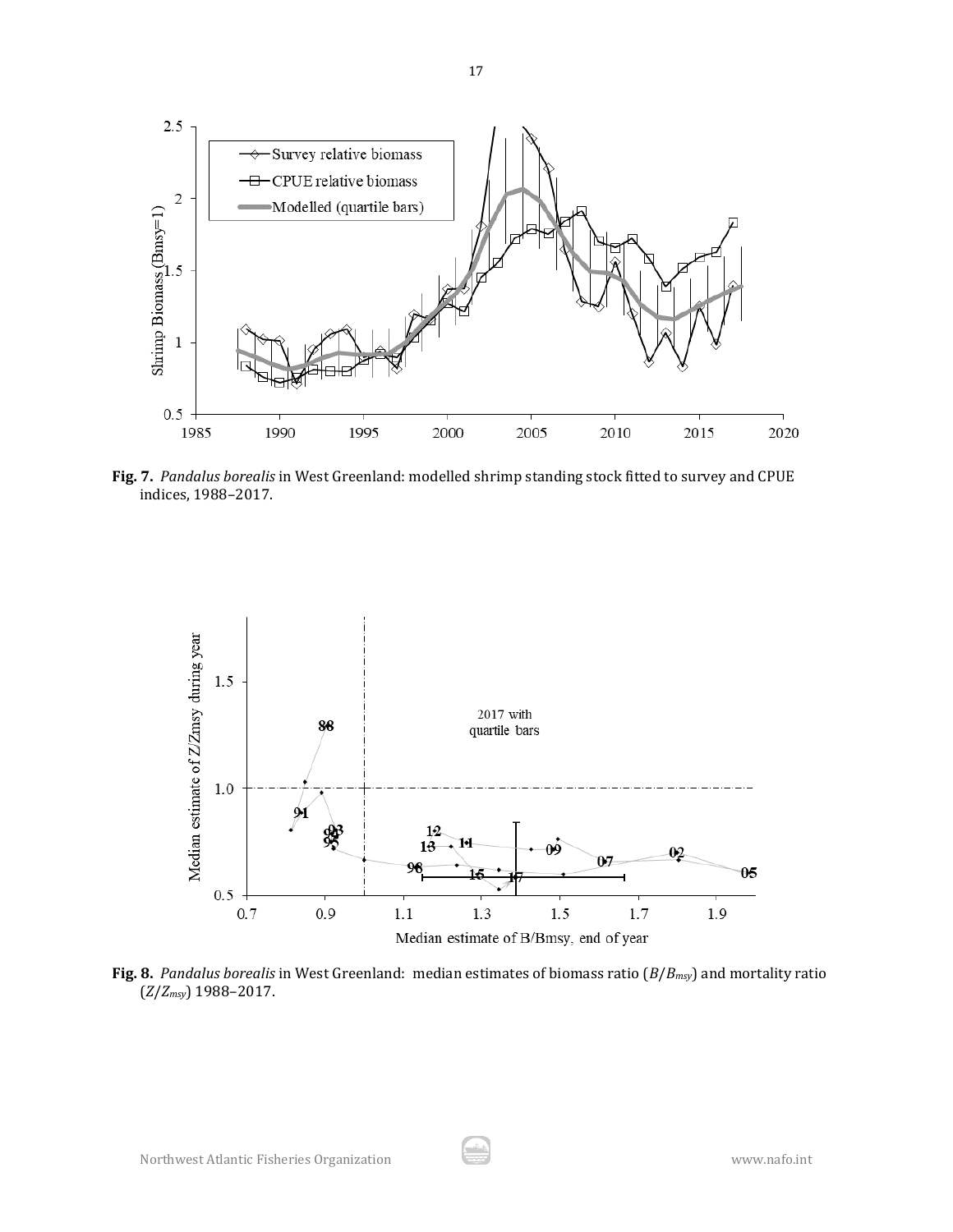**Fig. 7.** *Pandalus borealis* in West Greenland: modelled shrimp standing stock fitted to survey and CPUE indices, 1988–2017.

**Fig. 8.** *Pandalus borealis* in West Greenland: median estimates of biomass ratio ($B/B_{msy}$) and mortality ratio ($Z/Z_{msy}$) 1988–2017.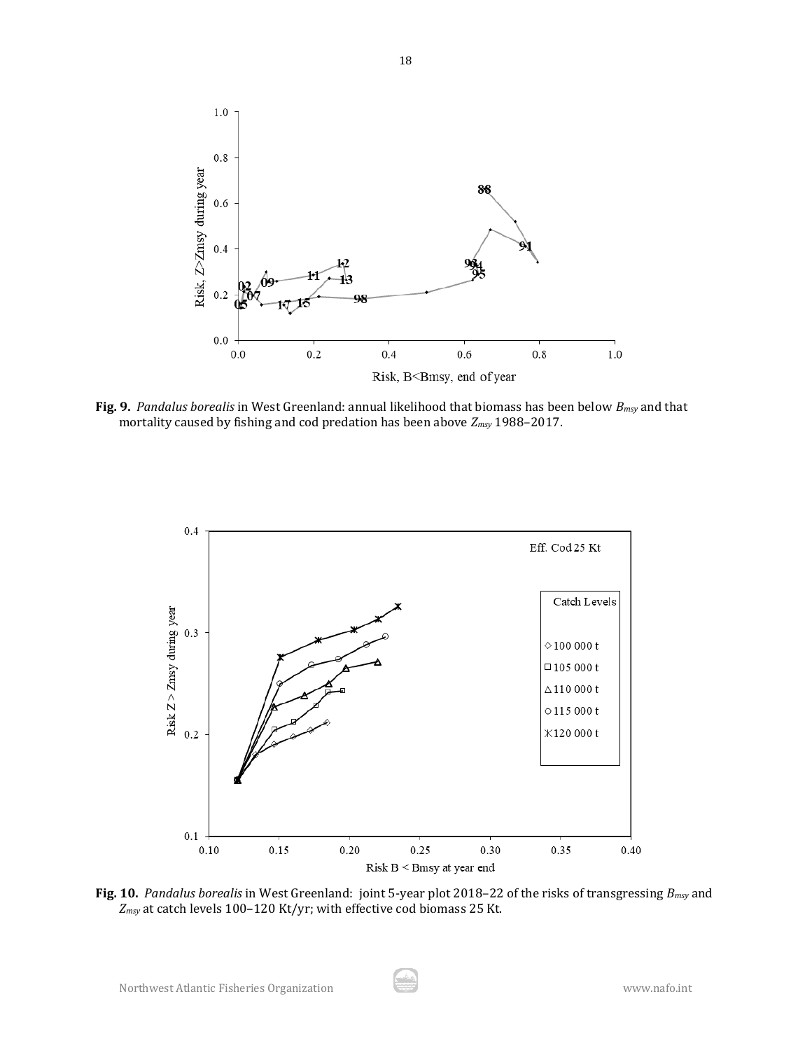**Fig. 9.** *Pandalus borealis* in West Greenland: annual likelihood that biomass has been below $B_{msy}$ and that mortality caused by fishing and cod predation has been above $Z_{msy}$ 1988–2017.

**Fig. 10.** *Pandalus borealis* in West Greenland: joint 5-year plot 2018–22 of the risks of transgressing $B_{msy}$ and $Z_{msy}$ at catch levels 100–120 Kt/yr; with effective cod biomass 25 Kt.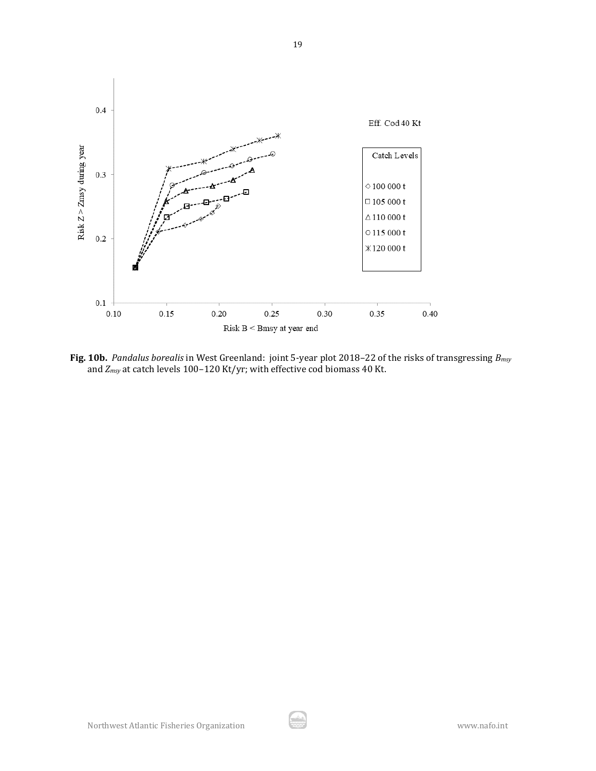**Fig. 10b.** *Pandalus borealis* in West Greenland: joint 5-year plot 2018–22 of the risks of transgressing $B_{msy}$ and $Z_{msy}$ at catch levels 100–120 Kt/yr; with effective cod biomass 40 Kt.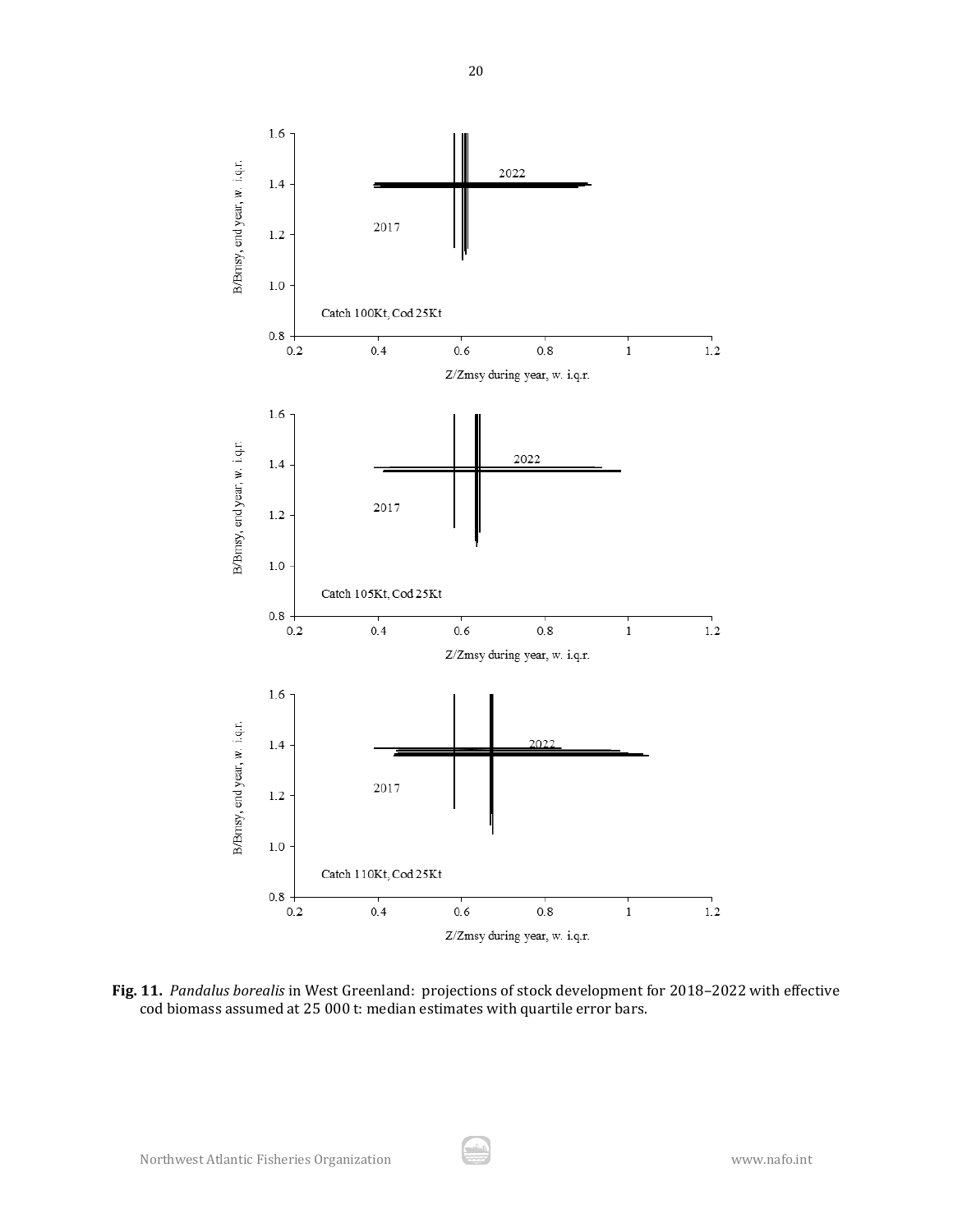**Fig. 11.** *Pandalus borealis* in West Greenland: projections of stock development for 2018–2022 with effective cod biomass assumed at 25 000 t: median estimates with quartile error bars.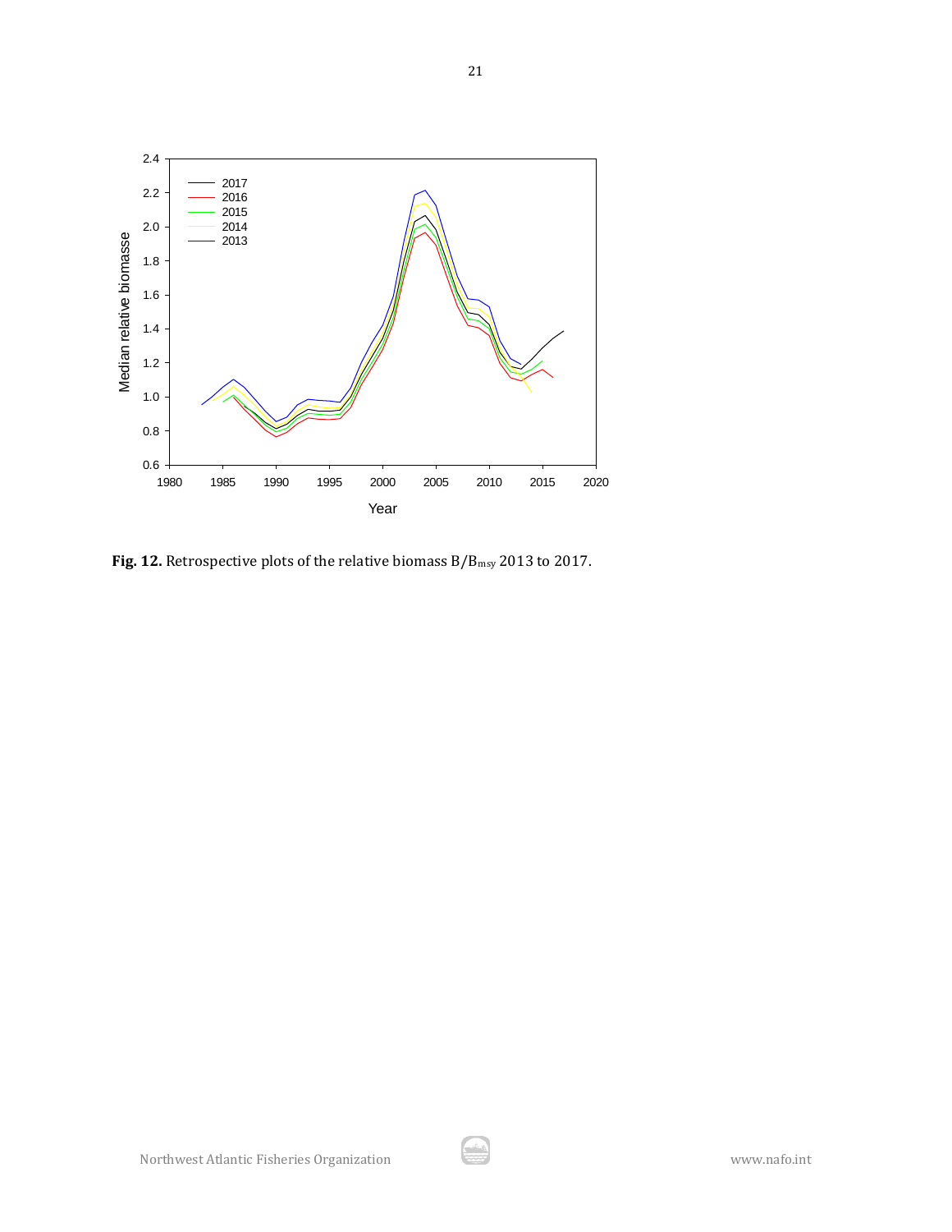Median relative biomasse

2.4
2.2
2.0
1.8
1.6
1.4
1.2
1.0
0.8
0.6

2017
2016
2015
2014
2013

1980 1985 1990 1995 2000 2005 2010 2015 2020

Year

**Fig. 12.** Retrospective plots of the relative biomass $B/B_{msy}$ 2013 to 2017.